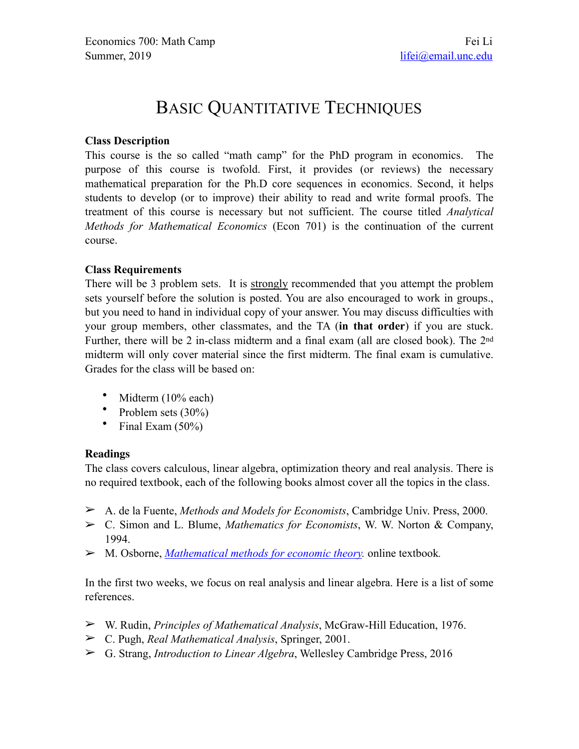Economics 700: Math Camp
Summer, 2019

Fei Li
lifei@email.unc.edu

# BASIC QUANTITATIVE TECHNIQUES

**Class Description**

This course is the so called "math camp" for the PhD program in economics. The purpose of this course is twofold. First, it provides (or reviews) the necessary mathematical preparation for the Ph.D core sequences in economics. Second, it helps students to develop (or to improve) their ability to read and write formal proofs. The treatment of this course is necessary but not sufficient. The course titled *Analytical Methods for Mathematical Economics* (Econ 701) is the continuation of the current course.

**Class Requirements**

There will be 3 problem sets. It is strongly recommended that you attempt the problem sets yourself before the solution is posted. You are also encouraged to work in groups., but you need to hand in individual copy of your answer. You may discuss difficulties with your group members, other classmates, and the TA (**in that order**) if you are stuck. Further, there will be 2 in-class midterm and a final exam (all are closed book). The 2nd midterm will only cover material since the first midterm. The final exam is cumulative. Grades for the class will be based on:

- Midterm (10% each)
- Problem sets (30%)
- Final Exam (50%)

**Readings**

The class covers calculous, linear algebra, optimization theory and real analysis. There is no required textbook, each of the following books almost cover all the topics in the class.

- A. de la Fuente, *Methods and Models for Economists*, Cambridge Univ. Press, 2000.
- C. Simon and L. Blume, *Mathematics for Economists*, W. W. Norton & Company, 1994.
- M. Osborne, *Mathematical methods for economic theory.* online textbook.

In the first two weeks, we focus on real analysis and linear algebra. Here is a list of some references.

- W. Rudin, *Principles of Mathematical Analysis*, McGraw-Hill Education, 1976.
- C. Pugh, *Real Mathematical Analysis*, Springer, 2001.
- G. Strang, *Introduction to Linear Algebra*, Wellesley Cambridge Press, 2016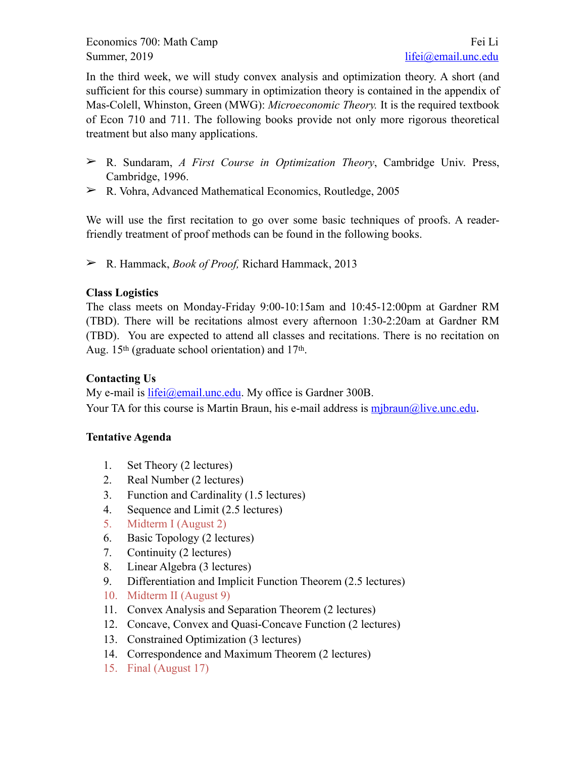In the third week, we will study convex analysis and optimization theory. A short (and sufficient for this course) summary in optimization theory is contained in the appendix of Mas-Colell, Whinston, Green (MWG): *Microeconomic Theory.* It is the required textbook of Econ 710 and 711. The following books provide not only more rigorous theoretical treatment but also many applications.

- R. Sundaram, *A First Course in Optimization Theory*, Cambridge Univ. Press, Cambridge, 1996.
- R. Vohra, Advanced Mathematical Economics, Routledge, 2005

We will use the first recitation to go over some basic techniques of proofs. A reader-friendly treatment of proof methods can be found in the following books.

- R. Hammack, *Book of Proof,* Richard Hammack, 2013

**Class Logistics**

The class meets on Monday-Friday 9:00-10:15am and 10:45-12:00pm at Gardner RM (TBD). There will be recitations almost every afternoon 1:30-2:20am at Gardner RM (TBD). You are expected to attend all classes and recitations. There is no recitation on Aug. 15th (graduate school orientation) and 17th.

**Contacting Us**

My e-mail is lifei@email.unc.edu. My office is Gardner 300B.
Your TA for this course is Martin Braun, his e-mail address is mjbraun@live.unc.edu.

**Tentative Agenda**

1. Set Theory (2 lectures)
2. Real Number (2 lectures)
3. Function and Cardinality (1.5 lectures)
4. Sequence and Limit (2.5 lectures)
5. Midterm I (August 2)
6. Basic Topology (2 lectures)
7. Continuity (2 lectures)
8. Linear Algebra (3 lectures)
9. Differentiation and Implicit Function Theorem (2.5 lectures)
10. Midterm II (August 9)
11. Convex Analysis and Separation Theorem (2 lectures)
12. Concave, Convex and Quasi-Concave Function (2 lectures)
13. Constrained Optimization (3 lectures)
14. Correspondence and Maximum Theorem (2 lectures)
15. Final (August 17)